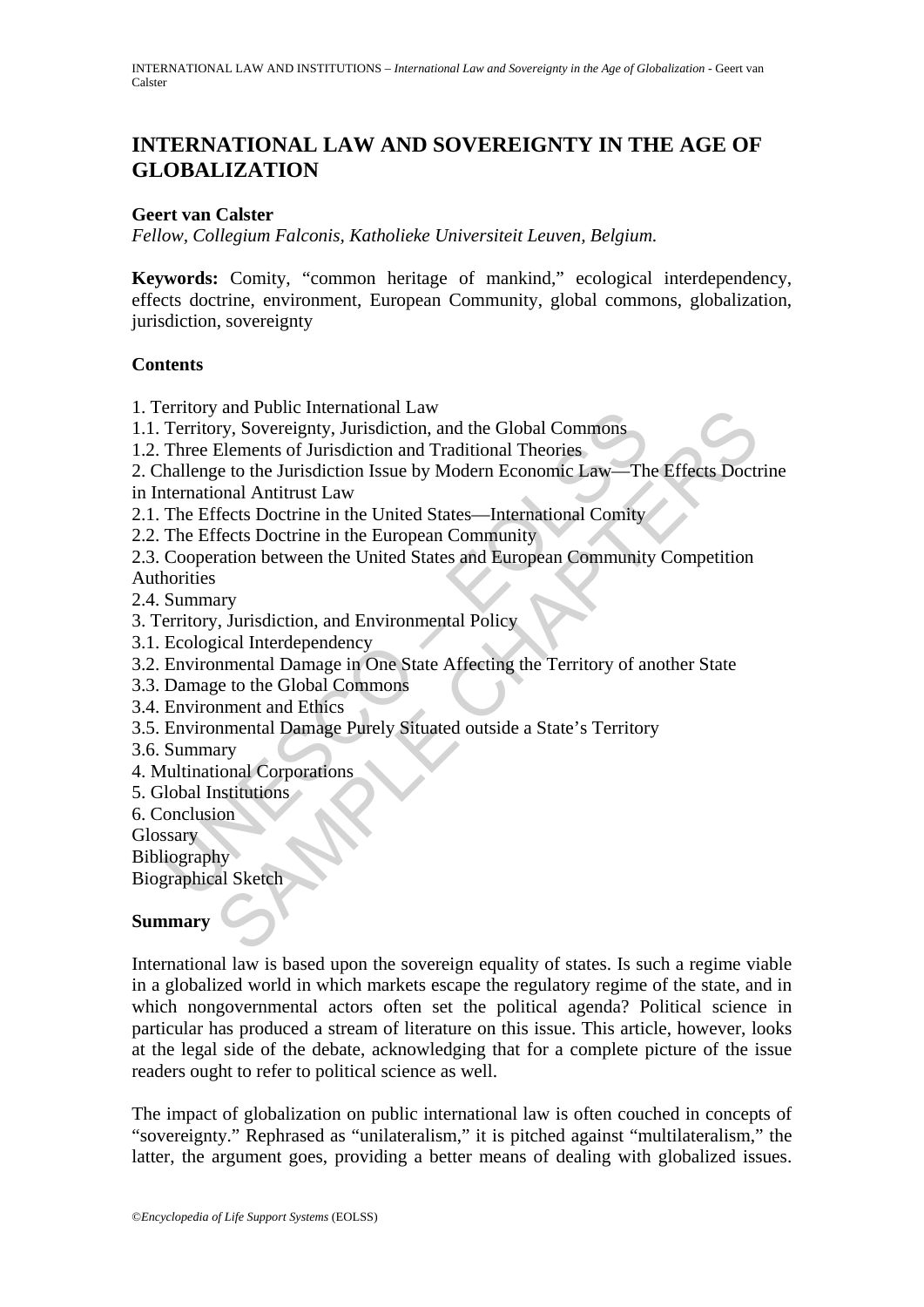# INTERNATIONAL LAW AND SOVEREIGNTY IN THE AGE OF GLOBALIZATION

**Geert van Calster**

*Fellow, Collegium Falconis, Katholieke Universiteit Leuven, Belgium.*

**Keywords:** Comity, "common heritage of mankind," ecological interdependency, effects doctrine, environment, European Community, global commons, globalization, jurisdiction, sovereignty

## Contents

1. Territory and Public International Law
1.1. Territory, Sovereignty, Jurisdiction, and the Global Commons
1.2. Three Elements of Jurisdiction and Traditional Theories
2. Challenge to the Jurisdiction Issue by Modern Economic Law—The Effects Doctrine in International Antitrust Law
2.1. The Effects Doctrine in the United States—International Comity
2.2. The Effects Doctrine in the European Community
2.3. Cooperation between the United States and European Community Competition Authorities
2.4. Summary
3. Territory, Jurisdiction, and Environmental Policy
3.1. Ecological Interdependency
3.2. Environmental Damage in One State Affecting the Territory of another State
3.3. Damage to the Global Commons
3.4. Environment and Ethics
3.5. Environmental Damage Purely Situated outside a State's Territory
3.6. Summary
4. Multinational Corporations
5. Global Institutions
6. Conclusion
Glossary
Bibliography
Biographical Sketch

## Summary

International law is based upon the sovereign equality of states. Is such a regime viable in a globalized world in which markets escape the regulatory regime of the state, and in which nongovernmental actors often set the political agenda? Political science in particular has produced a stream of literature on this issue. This article, however, looks at the legal side of the debate, acknowledging that for a complete picture of the issue readers ought to refer to political science as well.

The impact of globalization on public international law is often couched in concepts of "sovereignty." Rephrased as "unilateralism," it is pitched against "multilateralism," the latter, the argument goes, providing a better means of dealing with globalized issues.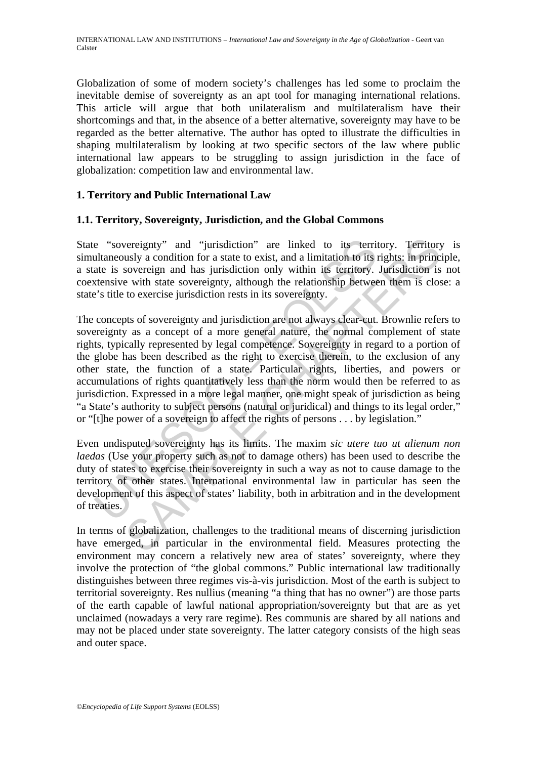Globalization of some of modern society's challenges has led some to proclaim the inevitable demise of sovereignty as an apt tool for managing international relations. This article will argue that both unilateralism and multilateralism have their shortcomings and that, in the absence of a better alternative, sovereignty may have to be regarded as the better alternative. The author has opted to illustrate the difficulties in shaping multilateralism by looking at two specific sectors of the law where public international law appears to be struggling to assign jurisdiction in the face of globalization: competition law and environmental law.

## 1. Territory and Public International Law

### 1.1. Territory, Sovereignty, Jurisdiction, and the Global Commons

State "sovereignty" and "jurisdiction" are linked to its territory. Territory is simultaneously a condition for a state to exist, and a limitation to its rights: in principle, a state is sovereign and has jurisdiction only within its territory. Jurisdiction is not coextensive with state sovereignty, although the relationship between them is close: a state's title to exercise jurisdiction rests in its sovereignty.

The concepts of sovereignty and jurisdiction are not always clear-cut. Brownlie refers to sovereignty as a concept of a more general nature, the normal complement of state rights, typically represented by legal competence. Sovereignty in regard to a portion of the globe has been described as the right to exercise therein, to the exclusion of any other state, the function of a state. Particular rights, liberties, and powers or accumulations of rights quantitatively less than the norm would then be referred to as jurisdiction. Expressed in a more legal manner, one might speak of jurisdiction as being "a State's authority to subject persons (natural or juridical) and things to its legal order," or "[t]he power of a sovereign to affect the rights of persons . . . by legislation."

Even undisputed sovereignty has its limits. The maxim *sic utere tuo ut alienum non laedas* (Use your property such as not to damage others) has been used to describe the duty of states to exercise their sovereignty in such a way as not to cause damage to the territory of other states. International environmental law in particular has seen the development of this aspect of states' liability, both in arbitration and in the development of treaties.

In terms of globalization, challenges to the traditional means of discerning jurisdiction have emerged, in particular in the environmental field. Measures protecting the environment may concern a relatively new area of states' sovereignty, where they involve the protection of "the global commons." Public international law traditionally distinguishes between three regimes vis-à-vis jurisdiction. Most of the earth is subject to territorial sovereignty. Res nullius (meaning "a thing that has no owner") are those parts of the earth capable of lawful national appropriation/sovereignty but that are as yet unclaimed (nowadays a very rare regime). Res communis are shared by all nations and may not be placed under state sovereignty. The latter category consists of the high seas and outer space.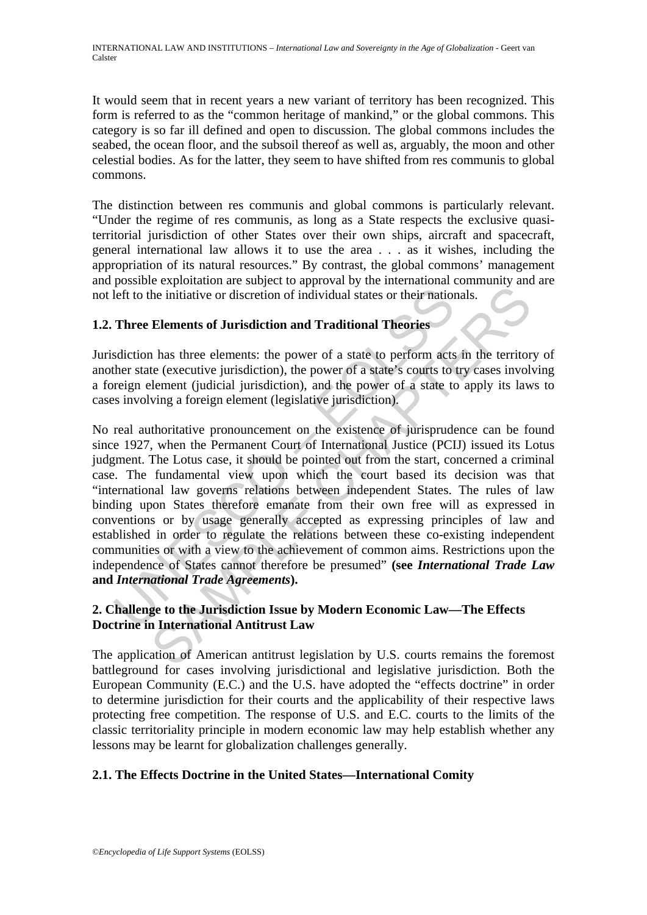It would seem that in recent years a new variant of territory has been recognized. This form is referred to as the "common heritage of mankind," or the global commons. This category is so far ill defined and open to discussion. The global commons includes the seabed, the ocean floor, and the subsoil thereof as well as, arguably, the moon and other celestial bodies. As for the latter, they seem to have shifted from res communis to global commons.

The distinction between res communis and global commons is particularly relevant. "Under the regime of res communis, as long as a State respects the exclusive quasi-territorial jurisdiction of other States over their own ships, aircraft and spacecraft, general international law allows it to use the area . . . as it wishes, including the appropriation of its natural resources." By contrast, the global commons' management and possible exploitation are subject to approval by the international community and are not left to the initiative or discretion of individual states or their nationals.

### 1.2. Three Elements of Jurisdiction and Traditional Theories

Jurisdiction has three elements: the power of a state to perform acts in the territory of another state (executive jurisdiction), the power of a state's courts to try cases involving a foreign element (judicial jurisdiction), and the power of a state to apply its laws to cases involving a foreign element (legislative jurisdiction).

No real authoritative pronouncement on the existence of jurisprudence can be found since 1927, when the Permanent Court of International Justice (PCIJ) issued its Lotus judgment. The Lotus case, it should be pointed out from the start, concerned a criminal case. The fundamental view upon which the court based its decision was that "international law governs relations between independent States. The rules of law binding upon States therefore emanate from their own free will as expressed in conventions or by usage generally accepted as expressing principles of law and established in order to regulate the relations between these co-existing independent communities or with a view to the achievement of common aims. Restrictions upon the independence of States cannot therefore be presumed" **(see *International Trade Law* and *International Trade Agreements*).**

## 2. Challenge to the Jurisdiction Issue by Modern Economic Law—The Effects Doctrine in International Antitrust Law

The application of American antitrust legislation by U.S. courts remains the foremost battleground for cases involving jurisdictional and legislative jurisdiction. Both the European Community (E.C.) and the U.S. have adopted the "effects doctrine" in order to determine jurisdiction for their courts and the applicability of their respective laws protecting free competition. The response of U.S. and E.C. courts to the limits of the classic territoriality principle in modern economic law may help establish whether any lessons may be learnt for globalization challenges generally.

### 2.1. The Effects Doctrine in the United States—International Comity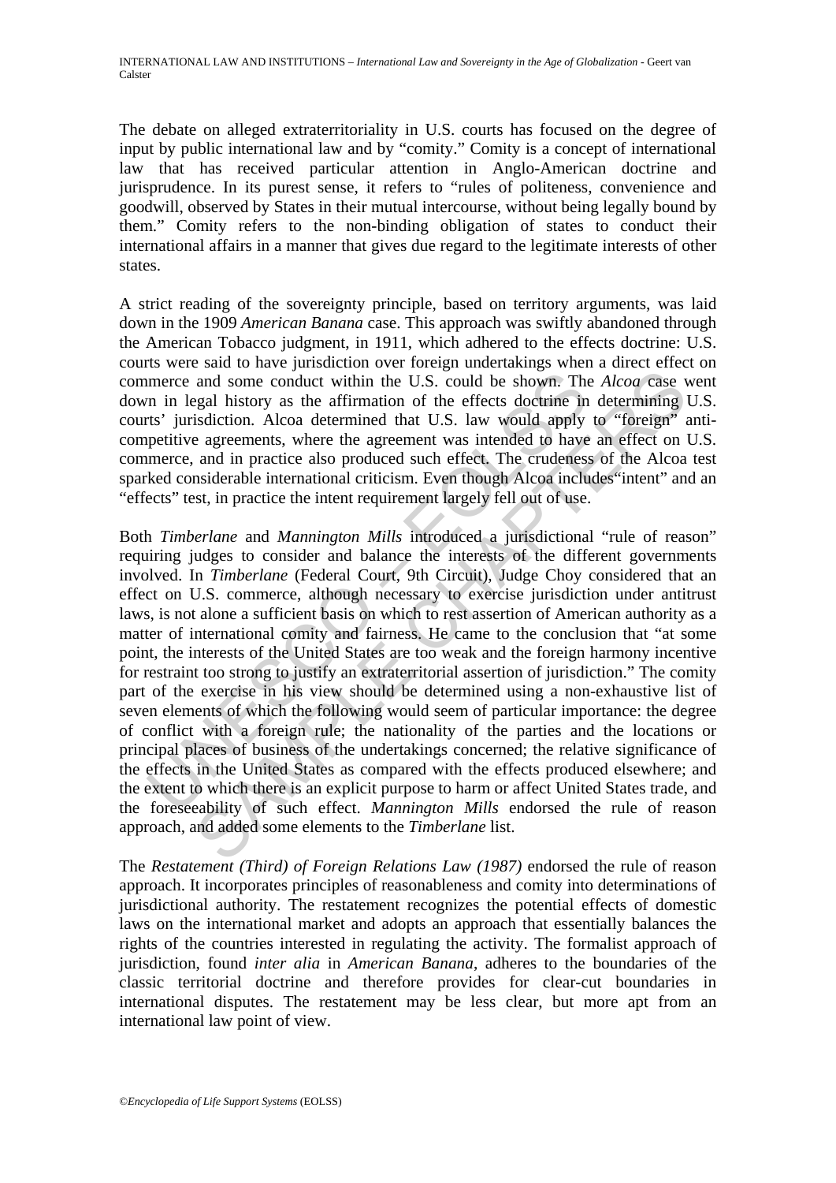The debate on alleged extraterritoriality in U.S. courts has focused on the degree of input by public international law and by "comity." Comity is a concept of international law that has received particular attention in Anglo-American doctrine and jurisprudence. In its purest sense, it refers to "rules of politeness, convenience and goodwill, observed by States in their mutual intercourse, without being legally bound by them." Comity refers to the non-binding obligation of states to conduct their international affairs in a manner that gives due regard to the legitimate interests of other states.

A strict reading of the sovereignty principle, based on territory arguments, was laid down in the 1909 *American Banana* case. This approach was swiftly abandoned through the American Tobacco judgment, in 1911, which adhered to the effects doctrine: U.S. courts were said to have jurisdiction over foreign undertakings when a direct effect on commerce and some conduct within the U.S. could be shown. The *Alcoa* case went down in legal history as the affirmation of the effects doctrine in determining U.S. courts' jurisdiction. Alcoa determined that U.S. law would apply to "foreign" anti-competitive agreements, where the agreement was intended to have an effect on U.S. commerce, and in practice also produced such effect. The crudeness of the Alcoa test sparked considerable international criticism. Even though Alcoa includes"intent" and an "effects" test, in practice the intent requirement largely fell out of use.

Both *Timberlane* and *Mannington Mills* introduced a jurisdictional "rule of reason" requiring judges to consider and balance the interests of the different governments involved. In *Timberlane* (Federal Court, 9th Circuit), Judge Choy considered that an effect on U.S. commerce, although necessary to exercise jurisdiction under antitrust laws, is not alone a sufficient basis on which to rest assertion of American authority as a matter of international comity and fairness. He came to the conclusion that "at some point, the interests of the United States are too weak and the foreign harmony incentive for restraint too strong to justify an extraterritorial assertion of jurisdiction." The comity part of the exercise in his view should be determined using a non-exhaustive list of seven elements of which the following would seem of particular importance: the degree of conflict with a foreign rule; the nationality of the parties and the locations or principal places of business of the undertakings concerned; the relative significance of the effects in the United States as compared with the effects produced elsewhere; and the extent to which there is an explicit purpose to harm or affect United States trade, and the foreseeability of such effect. *Mannington Mills* endorsed the rule of reason approach, and added some elements to the *Timberlane* list.

The *Restatement (Third) of Foreign Relations Law (1987)* endorsed the rule of reason approach. It incorporates principles of reasonableness and comity into determinations of jurisdictional authority. The restatement recognizes the potential effects of domestic laws on the international market and adopts an approach that essentially balances the rights of the countries interested in regulating the activity. The formalist approach of jurisdiction, found *inter alia* in *American Banana*, adheres to the boundaries of the classic territorial doctrine and therefore provides for clear-cut boundaries in international disputes. The restatement may be less clear, but more apt from an international law point of view.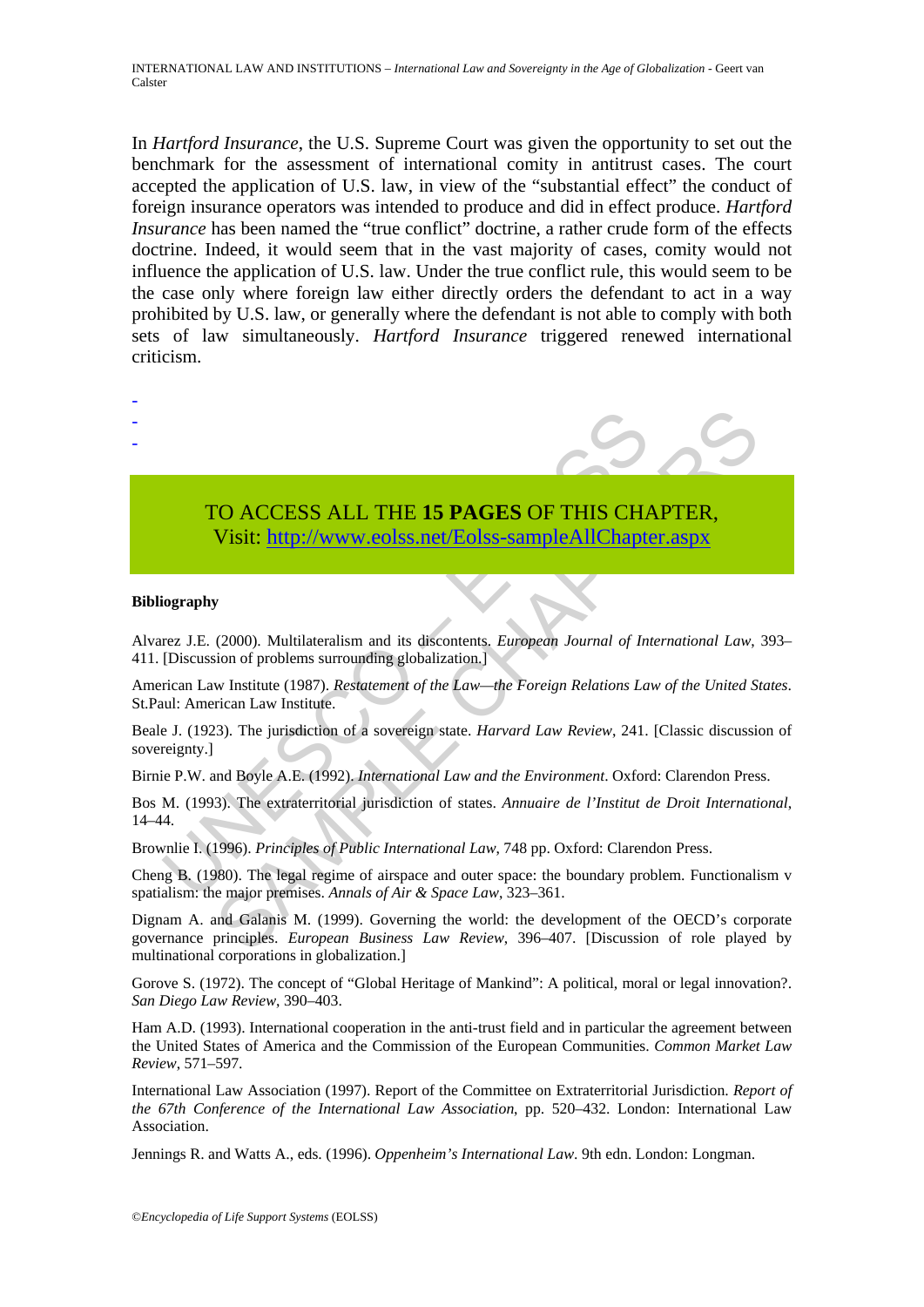In *Hartford Insurance*, the U.S. Supreme Court was given the opportunity to set out the benchmark for the assessment of international comity in antitrust cases. The court accepted the application of U.S. law, in view of the "substantial effect" the conduct of foreign insurance operators was intended to produce and did in effect produce. *Hartford Insurance* has been named the "true conflict" doctrine, a rather crude form of the effects doctrine. Indeed, it would seem that in the vast majority of cases, comity would not influence the application of U.S. law. Under the true conflict rule, this would seem to be the case only where foreign law either directly orders the defendant to act in a way prohibited by U.S. law, or generally where the defendant is not able to comply with both sets of law simultaneously. *Hartford Insurance* triggered renewed international criticism.

-
-
-

TO ACCESS ALL THE **15 PAGES** OF THIS CHAPTER,
Visit: http://www.eolss.net/Eolss-sampleAllChapter.aspx

**Bibliography**

Alvarez J.E. (2000). Multilateralism and its discontents. *European Journal of International Law*, 393–411. [Discussion of problems surrounding globalization.]

American Law Institute (1987). *Restatement of the Law—the Foreign Relations Law of the United States*. St.Paul: American Law Institute.

Beale J. (1923). The jurisdiction of a sovereign state. *Harvard Law Review*, 241. [Classic discussion of sovereignty.]

Birnie P.W. and Boyle A.E. (1992). *International Law and the Environment*. Oxford: Clarendon Press.

Bos M. (1993). The extraterritorial jurisdiction of states. *Annuaire de l'Institut de Droit International*, 14–44.

Brownlie I. (1996). *Principles of Public International Law*, 748 pp. Oxford: Clarendon Press.

Cheng B. (1980). The legal regime of airspace and outer space: the boundary problem. Functionalism v spatialism: the major premises. *Annals of Air & Space Law*, 323–361.

Dignam A. and Galanis M. (1999). Governing the world: the development of the OECD's corporate governance principles. *European Business Law Review*, 396–407. [Discussion of role played by multinational corporations in globalization.]

Gorove S. (1972). The concept of "Global Heritage of Mankind": A political, moral or legal innovation?. *San Diego Law Review*, 390–403.

Ham A.D. (1993). International cooperation in the anti-trust field and in particular the agreement between the United States of America and the Commission of the European Communities. *Common Market Law Review*, 571–597.

International Law Association (1997). Report of the Committee on Extraterritorial Jurisdiction. *Report of the 67th Conference of the International Law Association*, pp. 520–432. London: International Law Association.

Jennings R. and Watts A., eds. (1996). *Oppenheim's International Law*. 9th edn. London: Longman.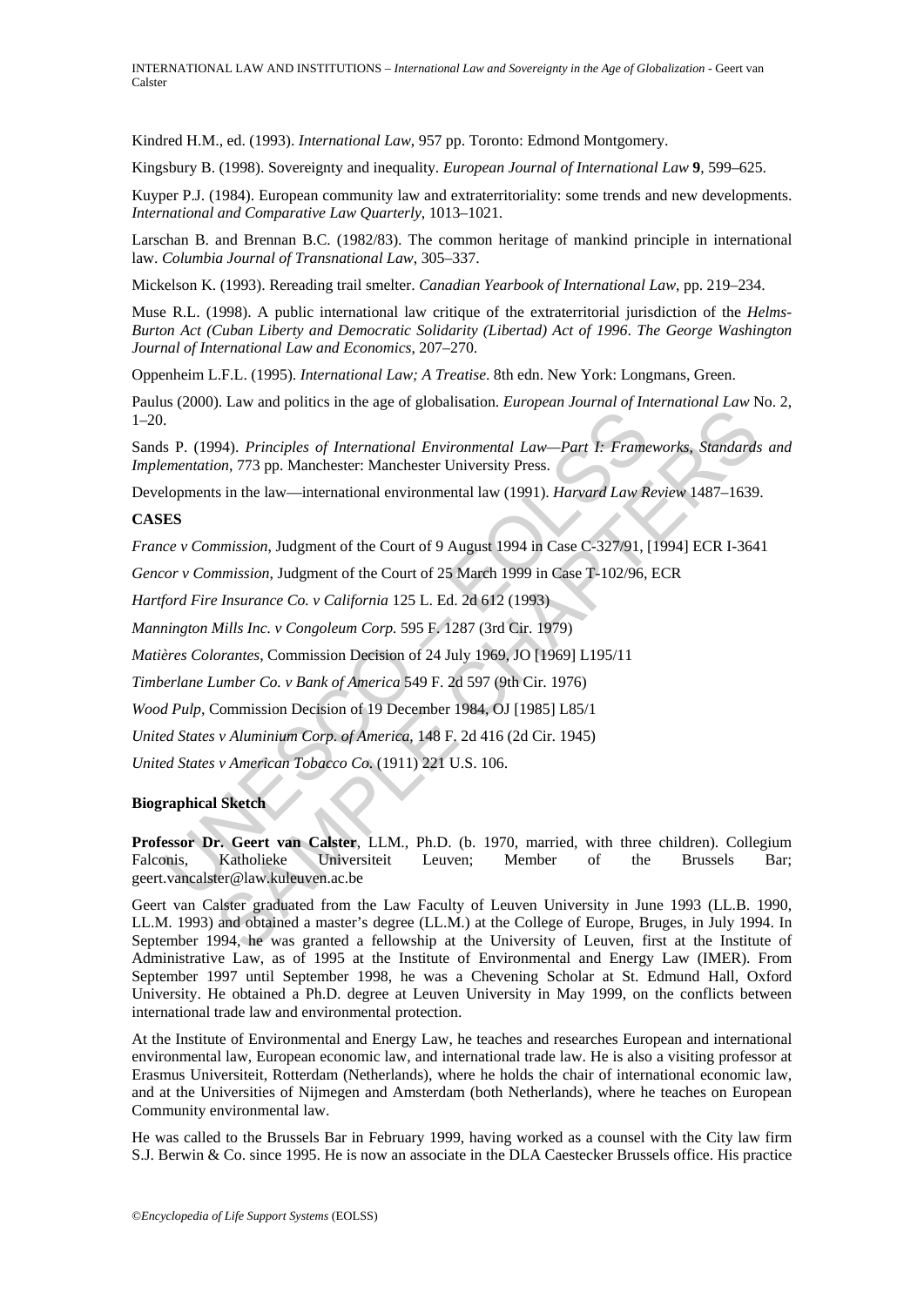Kindred H.M., ed. (1993). *International Law*, 957 pp. Toronto: Edmond Montgomery.

Kingsbury B. (1998). Sovereignty and inequality. *European Journal of International Law* **9**, 599–625.

Kuyper P.J. (1984). European community law and extraterritoriality: some trends and new developments. *International and Comparative Law Quarterly*, 1013–1021.

Larschan B. and Brennan B.C. (1982/83). The common heritage of mankind principle in international law. *Columbia Journal of Transnational Law*, 305–337.

Mickelson K. (1993). Rereading trail smelter. *Canadian Yearbook of International Law*, pp. 219–234.

Muse R.L. (1998). A public international law critique of the extraterritorial jurisdiction of the *Helms-Burton Act (Cuban Liberty and Democratic Solidarity (Libertad) Act of 1996*. *The George Washington Journal of International Law and Economics*, 207–270.

Oppenheim L.F.L. (1995). *International Law; A Treatise*. 8th edn. New York: Longmans, Green.

Paulus (2000). Law and politics in the age of globalisation. *European Journal of International Law* No. 2, 1–20.

Sands P. (1994). *Principles of International Environmental Law—Part I: Frameworks, Standards and Implementation*, 773 pp. Manchester: Manchester University Press.

Developments in the law—international environmental law (1991). *Harvard Law Review* 1487–1639.

**CASES**

*France v Commission*, Judgment of the Court of 9 August 1994 in Case C-327/91, [1994] ECR I-3641

*Gencor v Commission*, Judgment of the Court of 25 March 1999 in Case T-102/96, ECR

*Hartford Fire Insurance Co. v California* 125 L. Ed. 2d 612 (1993)

*Mannington Mills Inc. v Congoleum Corp.* 595 F. 1287 (3rd Cir. 1979)

*Matières Colorantes*, Commission Decision of 24 July 1969, JO [1969] L195/11

*Timberlane Lumber Co. v Bank of America* 549 F. 2d 597 (9th Cir. 1976)

*Wood Pulp*, Commission Decision of 19 December 1984, OJ [1985] L85/1

*United States v Aluminium Corp. of America*, 148 F. 2d 416 (2d Cir. 1945)

*United States v American Tobacco Co.* (1911) 221 U.S. 106.

**Biographical Sketch**

**Professor Dr. Geert van Calster**, LLM., Ph.D. (b. 1970, married, with three children). Collegium Falconis, Katholieke Universiteit Leuven; Member of the Brussels Bar; geert.vancalster@law.kuleuven.ac.be

Geert van Calster graduated from the Law Faculty of Leuven University in June 1993 (LL.B. 1990, LL.M. 1993) and obtained a master's degree (LL.M.) at the College of Europe, Bruges, in July 1994. In September 1994, he was granted a fellowship at the University of Leuven, first at the Institute of Administrative Law, as of 1995 at the Institute of Environmental and Energy Law (IMER). From September 1997 until September 1998, he was a Chevening Scholar at St. Edmund Hall, Oxford University. He obtained a Ph.D. degree at Leuven University in May 1999, on the conflicts between international trade law and environmental protection.

At the Institute of Environmental and Energy Law, he teaches and researches European and international environmental law, European economic law, and international trade law. He is also a visiting professor at Erasmus Universiteit, Rotterdam (Netherlands), where he holds the chair of international economic law, and at the Universities of Nijmegen and Amsterdam (both Netherlands), where he teaches on European Community environmental law.

He was called to the Brussels Bar in February 1999, having worked as a counsel with the City law firm S.J. Berwin & Co. since 1995. He is now an associate in the DLA Caestecker Brussels office. His practice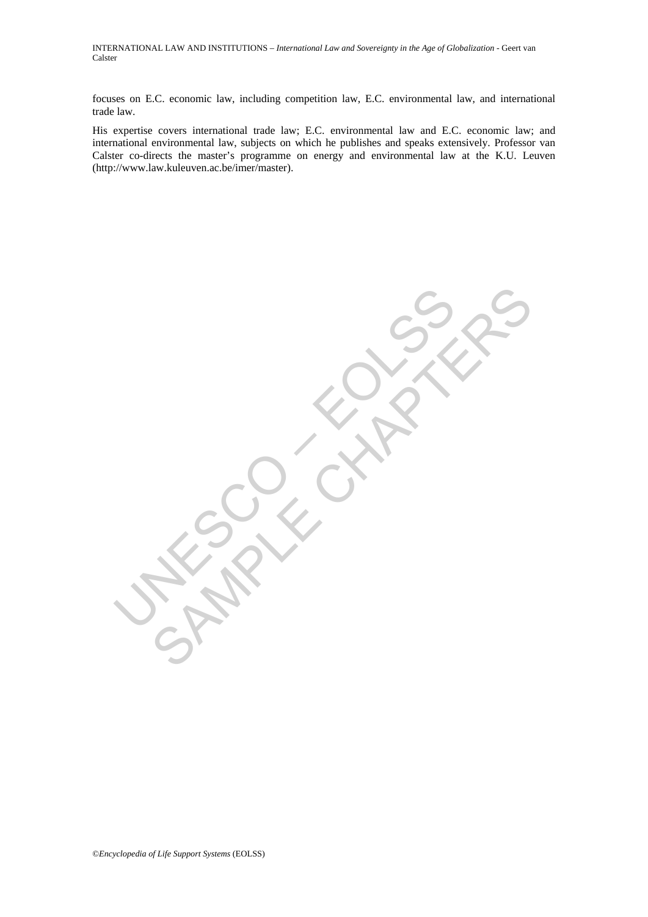focuses on E.C. economic law, including competition law, E.C. environmental law, and international trade law.

His expertise covers international trade law; E.C. environmental law and E.C. economic law; and international environmental law, subjects on which he publishes and speaks extensively. Professor van Calster co-directs the master's programme on energy and environmental law at the K.U. Leuven (http://www.law.kuleuven.ac.be/imer/master).